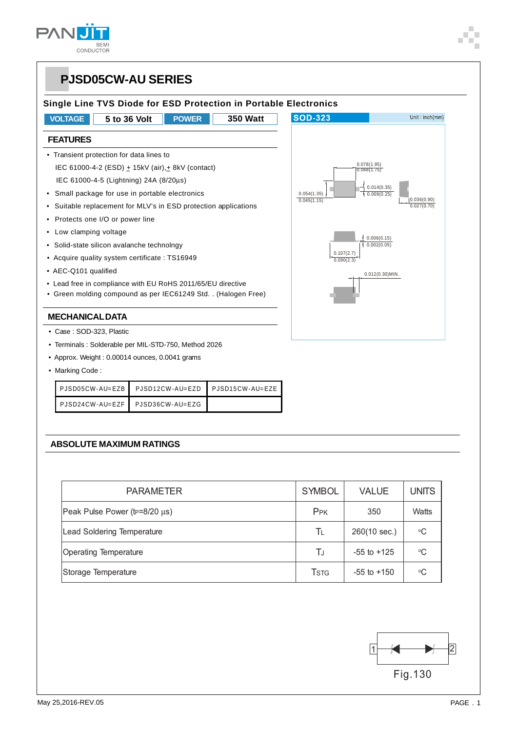# PJSD05CW-AU SERIES

## Single Line TVS Diode for ESD Protection in Portable Electronics

| VOLTAGE | 5 to 36 Volt | POWER | 350 Watt |
|---|---|---|---|

SOD-323 — Unit : inch(mm)

0.078(1.95) / 0.068(1.75)
0.054(1.35) / 0.045(1.15)
0.014(0.35) / 0.009(0.25)
0.036(0.90) / 0.027(0.70)
0.006(0.15) / 0.002(0.05)
0.107(2.7) / 0.090(2.3)
0.012(0.30)MIN.

## FEATURES

- Transient protection for data lines to
  IEC 61000-4-2 (ESD) ± 15kV (air),± 8kV (contact)
  IEC 61000-4-5 (Lightning) 24A (8/20μs)
- Small package for use in portable electronics
- Suitable replacement for MLV's in ESD protection applications
- Protects one I/O or power line
- Low clamping voltage
- Solid-state silicon avalanche technolngy
- Acquire quality system certificate : TS16949
- AEC-Q101 qualified
- Lead free in compliance with EU RoHS 2011/65/EU directive
- Green molding compound as per IEC61249 Std. . (Halogen Free)

## MECHANICAL DATA

- Case : SOD-323, Plastic
- Terminals : Solderable per MIL-STD-750, Method 2026
- Approx. Weight : 0.00014 ounces, 0.0041 grams
- Marking Code :

| PJSD05CW-AU=EZB | PJSD12CW-AU=EZD | PJSD15CW-AU=EZE |
|---|---|---|
| PJSD24CW-AU=EZF | PJSD36CW-AU=EZG | |

## ABSOLUTE MAXIMUM RATINGS

| PARAMETER | SYMBOL | VALUE | UNITS |
|---|---|---|---|
| Peak Pulse Power ($t_P$=8/20 μs) | $P_{PK}$ | 350 | Watts |
| Lead Soldering Temperature | $T_L$ | 260(10 sec.) | °C |
| Operating Temperature | $T_J$ | -55 to +125 | °C |
| Storage Temperature | $T_{STG}$ | -55 to +150 | °C |

1 2

Fig.130

May 25,2016-REV.05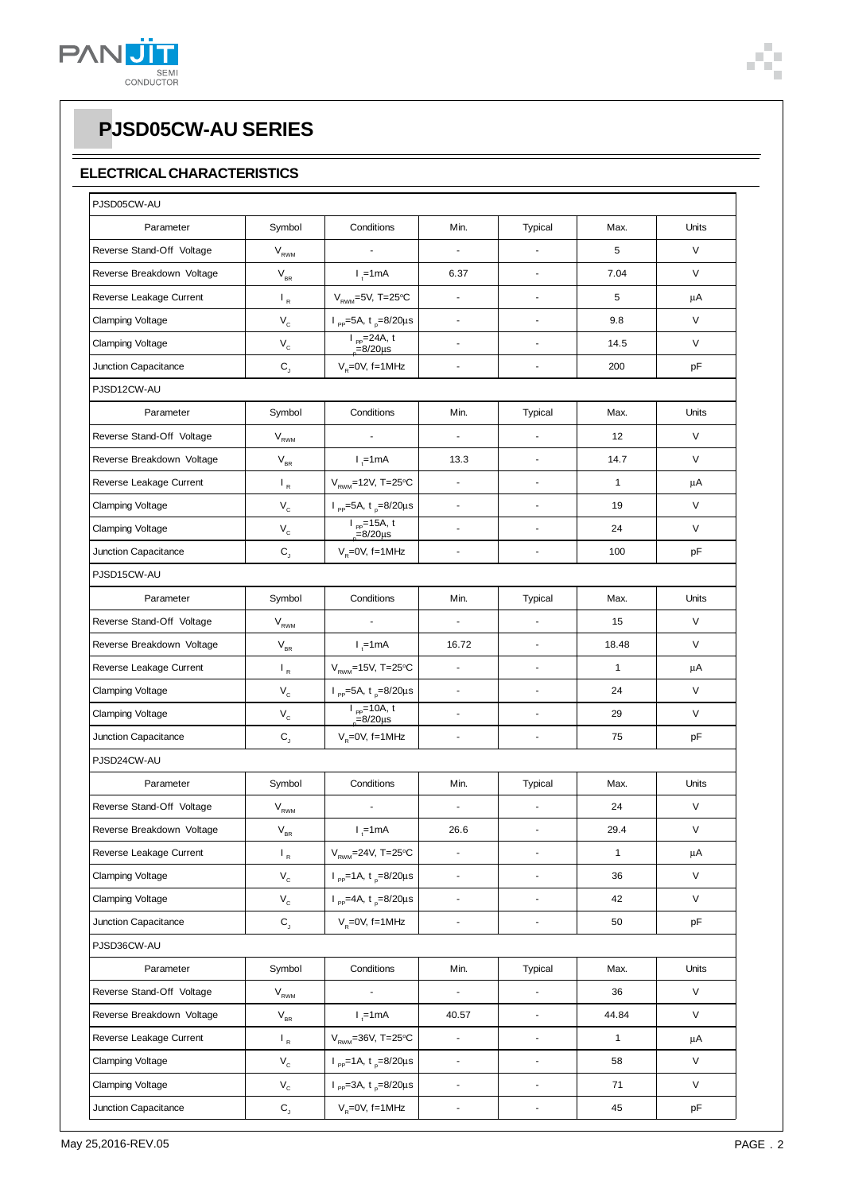# PJSD05CW-AU SERIES

## ELECTRICAL CHARACTERISTICS

PJSD05CW-AU

| Parameter | Symbol | Conditions | Min. | Typical | Max. | Units |
|---|---|---|---|---|---|---|
| Reverse Stand-Off Voltage | $V_{RWM}$ | - | - | - | 5 | V |
| Reverse Breakdown Voltage | $V_{BR}$ | $I_t$=1mA | 6.37 | - | 7.04 | V |
| Reverse Leakage Current | $I_R$ | $V_{RWM}$=5V, T=25°C | - | - | 5 | μA |
| Clamping Voltage | $V_C$ | $I_{PP}$=5A, $t_p$=8/20μs | - | - | 9.8 | V |
| Clamping Voltage | $V_C$ | $I_{PP}$=24A, $t_p$=8/20μs | - | - | 14.5 | V |
| Junction Capacitance | $C_J$ | $V_R$=0V, f=1MHz | - | - | 200 | pF |

PJSD12CW-AU

| Parameter | Symbol | Conditions | Min. | Typical | Max. | Units |
|---|---|---|---|---|---|---|
| Reverse Stand-Off Voltage | $V_{RWM}$ | - | - | - | 12 | V |
| Reverse Breakdown Voltage | $V_{BR}$ | $I_t$=1mA | 13.3 | - | 14.7 | V |
| Reverse Leakage Current | $I_R$ | $V_{RWM}$=12V, T=25°C | - | - | 1 | μA |
| Clamping Voltage | $V_C$ | $I_{PP}$=5A, $t_p$=8/20μs | - | - | 19 | V |
| Clamping Voltage | $V_C$ | $I_{PP}$=15A, $t_p$=8/20μs | - | - | 24 | V |
| Junction Capacitance | $C_J$ | $V_R$=0V, f=1MHz | - | - | 100 | pF |

PJSD15CW-AU

| Parameter | Symbol | Conditions | Min. | Typical | Max. | Units |
|---|---|---|---|---|---|---|
| Reverse Stand-Off Voltage | $V_{RWM}$ | - | - | - | 15 | V |
| Reverse Breakdown Voltage | $V_{BR}$ | $I_t$=1mA | 16.72 | - | 18.48 | V |
| Reverse Leakage Current | $I_R$ | $V_{RWM}$=15V, T=25°C | - | - | 1 | μA |
| Clamping Voltage | $V_C$ | $I_{PP}$=5A, $t_p$=8/20μs | - | - | 24 | V |
| Clamping Voltage | $V_C$ | $I_{PP}$=10A, $t_p$=8/20μs | - | - | 29 | V |
| Junction Capacitance | $C_J$ | $V_R$=0V, f=1MHz | - | - | 75 | pF |

PJSD24CW-AU

| Parameter | Symbol | Conditions | Min. | Typical | Max. | Units |
|---|---|---|---|---|---|---|
| Reverse Stand-Off Voltage | $V_{RWM}$ | - | - | - | 24 | V |
| Reverse Breakdown Voltage | $V_{BR}$ | $I_t$=1mA | 26.6 | - | 29.4 | V |
| Reverse Leakage Current | $I_R$ | $V_{RWM}$=24V, T=25°C | - | - | 1 | μA |
| Clamping Voltage | $V_C$ | $I_{PP}$=1A, $t_p$=8/20μs | - | - | 36 | V |
| Clamping Voltage | $V_C$ | $I_{PP}$=4A, $t_p$=8/20μs | - | - | 42 | V |
| Junction Capacitance | $C_J$ | $V_R$=0V, f=1MHz | - | - | 50 | pF |

PJSD36CW-AU

| Parameter | Symbol | Conditions | Min. | Typical | Max. | Units |
|---|---|---|---|---|---|---|
| Reverse Stand-Off Voltage | $V_{RWM}$ | - | - | - | 36 | V |
| Reverse Breakdown Voltage | $V_{BR}$ | $I_t$=1mA | 40.57 | - | 44.84 | V |
| Reverse Leakage Current | $I_R$ | $V_{RWM}$=36V, T=25°C | - | - | 1 | μA |
| Clamping Voltage | $V_C$ | $I_{PP}$=1A, $t_p$=8/20μs | - | - | 58 | V |
| Clamping Voltage | $V_C$ | $I_{PP}$=3A, $t_p$=8/20μs | - | - | 71 | V |
| Junction Capacitance | $C_J$ | $V_R$=0V, f=1MHz | - | - | 45 | pF |

May 25,2016-REV.05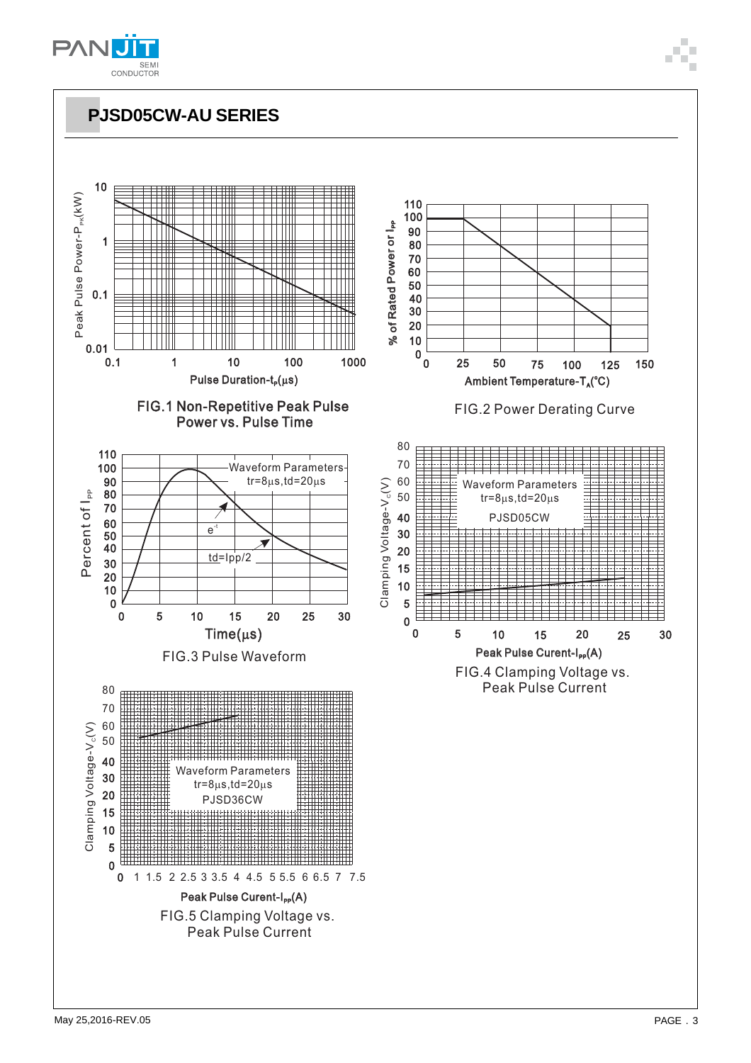## PJSD05CW-AU SERIES

FIG.1 Non-Repetitive Peak Pulse Power vs. Pulse Time

FIG.2 Power Derating Curve

FIG.3 Pulse Waveform

FIG.4 Clamping Voltage vs. Peak Pulse Current

FIG.5 Clamping Voltage vs. Peak Pulse Current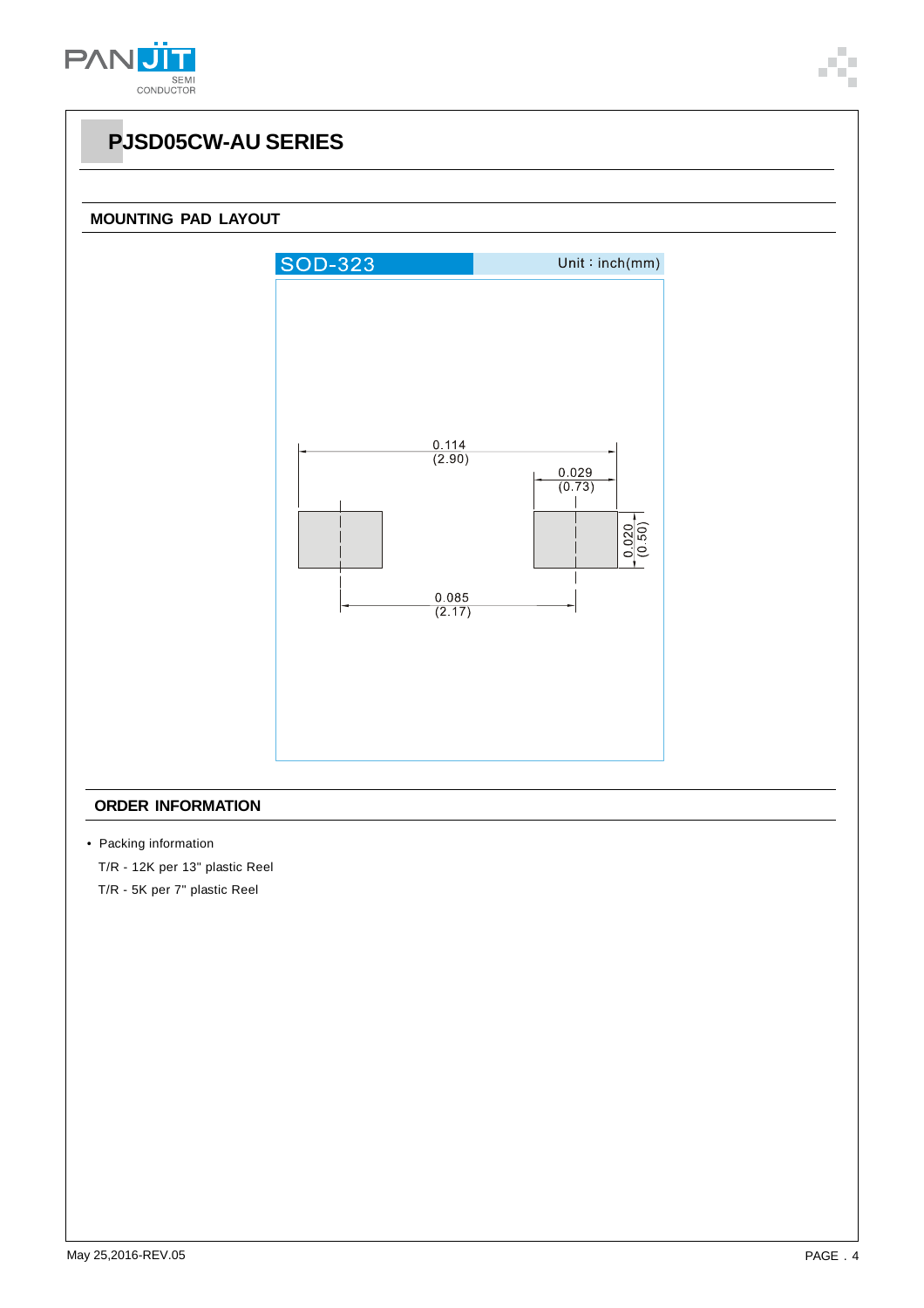# PJSD05CW-AU SERIES

## MOUNTING PAD LAYOUT

SOD-323 Unit：inch(mm)

0.114 (2.90)

0.029 (0.73)

0.020 (0.50)

0.085 (2.17)

## ORDER INFORMATION

- Packing information

T/R - 12K per 13" plastic Reel

T/R - 5K per 7" plastic Reel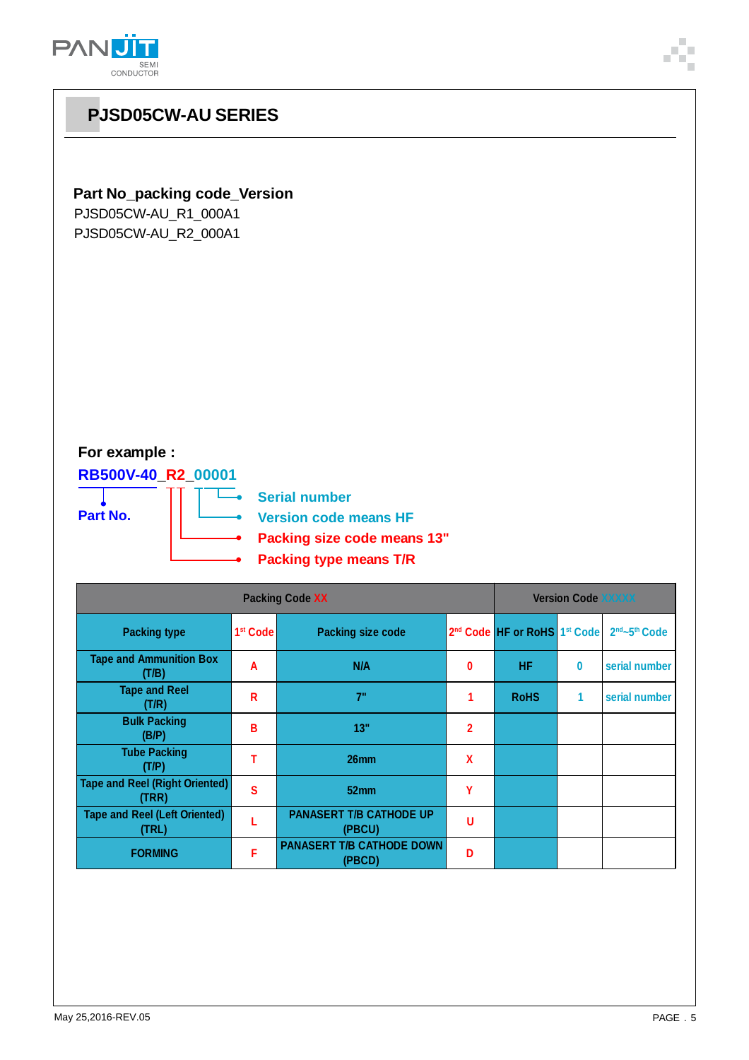# PJSD05CW-AU SERIES

**Part No_packing code_Version**

PJSD05CW-AU_R1_000A1

PJSD05CW-AU_R2_000A1

**For example :**

**RB500V-40_R2_00001**

- **Part No.**: RB500V-40
- **Serial number**
- **Version code means HF**
- **Packing size code means 13"**
- **Packing type means T/R**

| Packing Code XX | | | | Version Code XXXXX | | |
|---|---|---|---|---|---|---|
| Packing type | 1st Code | Packing size code | 2nd Code | HF or RoHS | 1st Code | 2nd~5th Code |
| Tape and Ammunition Box (T/B) | A | N/A | 0 | HF | 0 | serial number |
| Tape and Reel (T/R) | R | 7" | 1 | RoHS | 1 | serial number |
| Bulk Packing (B/P) | B | 13" | 2 | | | |
| Tube Packing (T/P) | T | 26mm | X | | | |
| Tape and Reel (Right Oriented) (TRR) | S | 52mm | Y | | | |
| Tape and Reel (Left Oriented) (TRL) | L | PANASERT T/B CATHODE UP (PBCU) | U | | | |
| FORMING | F | PANASERT T/B CATHODE DOWN (PBCD) | D | | | |

May 25,2016-REV.05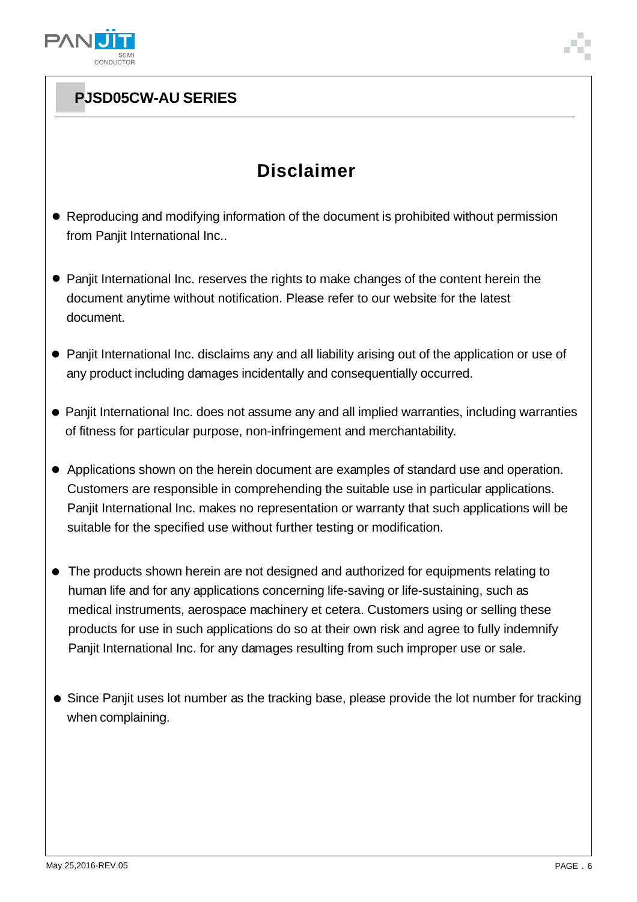# Disclaimer

- Reproducing and modifying information of the document is prohibited without permission from Panjit International Inc..

- Panjit International Inc. reserves the rights to make changes of the content herein the document anytime without notification. Please refer to our website for the latest document.

- Panjit International Inc. disclaims any and all liability arising out of the application or use of any product including damages incidentally and consequentially occurred.

- Panjit International Inc. does not assume any and all implied warranties, including warranties of fitness for particular purpose, non-infringement and merchantability.

- Applications shown on the herein document are examples of standard use and operation. Customers are responsible in comprehending the suitable use in particular applications. Panjit International Inc. makes no representation or warranty that such applications will be suitable for the specified use without further testing or modification.

- The products shown herein are not designed and authorized for equipments relating to human life and for any applications concerning life-saving or life-sustaining, such as medical instruments, aerospace machinery et cetera. Customers using or selling these products for use in such applications do so at their own risk and agree to fully indemnify Panjit International Inc. for any damages resulting from such improper use or sale.

- Since Panjit uses lot number as the tracking base, please provide the lot number for tracking when complaining.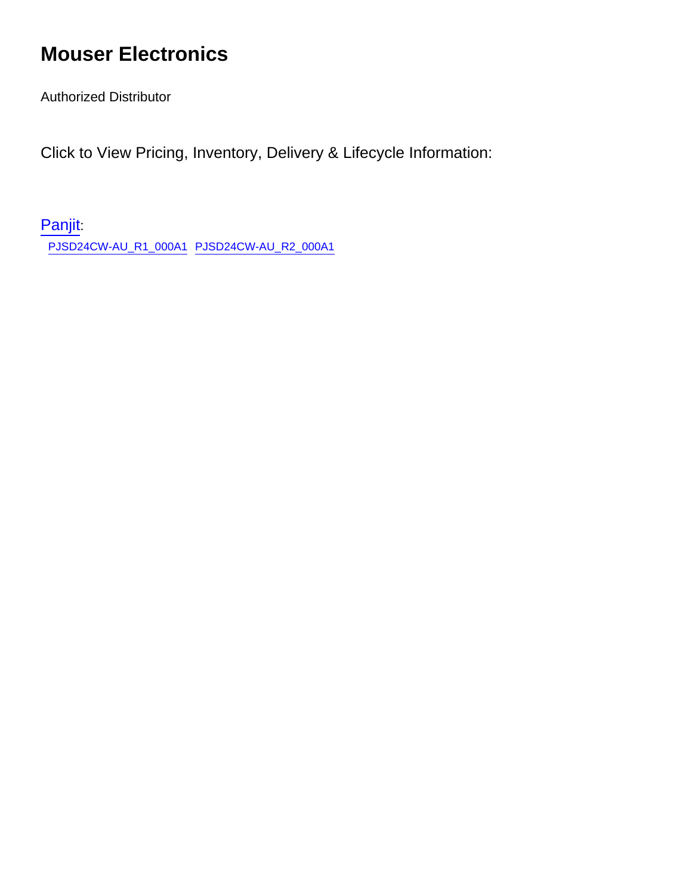# Mouser Electronics

Authorized Distributor

Click to View Pricing, Inventory, Delivery & Lifecycle Information:

Panjit:

PJSD24CW-AU_R1_000A1 PJSD24CW-AU_R2_000A1